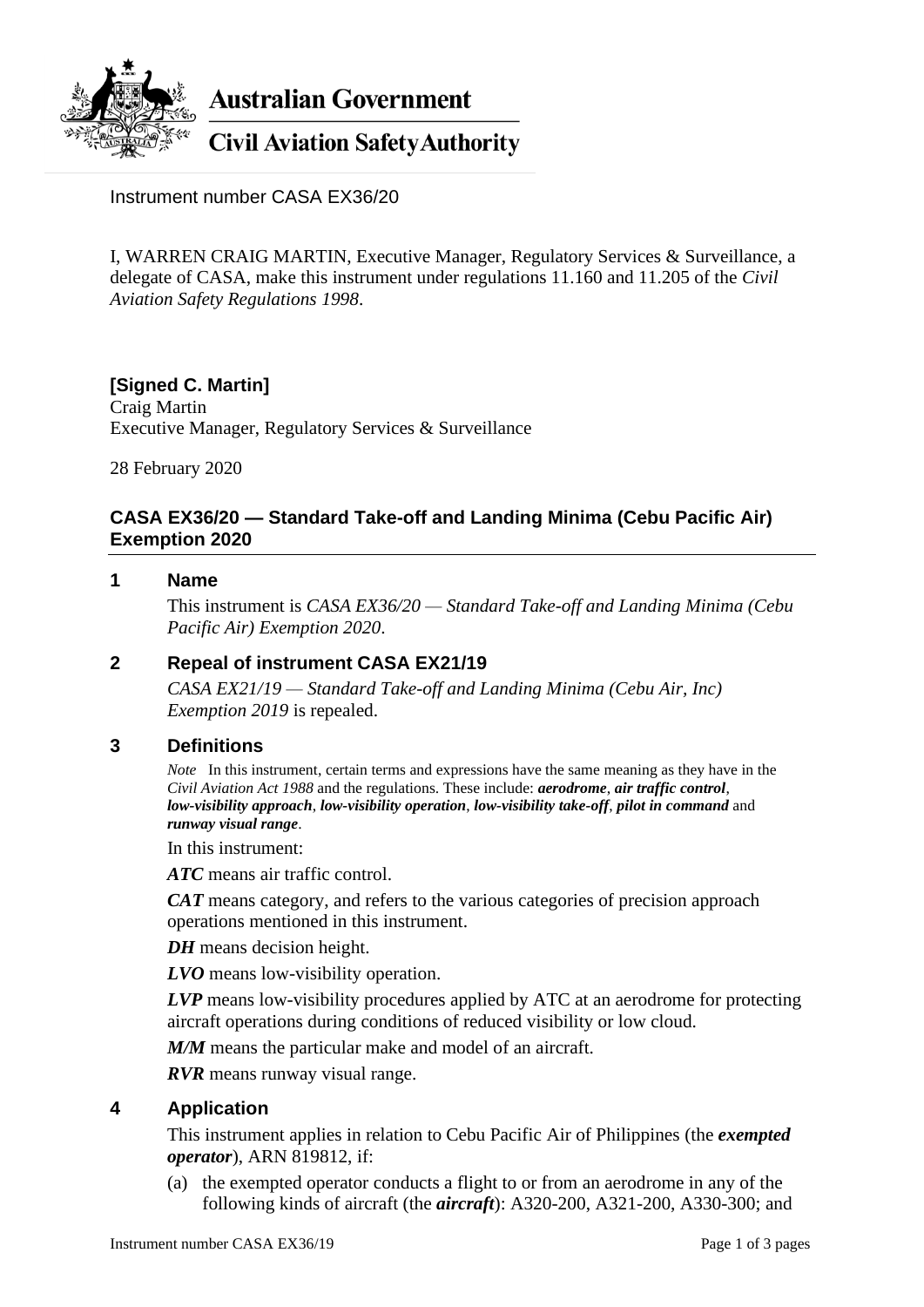**Australian Government**

**Civil Aviation Safety Authority**

Instrument number CASA EX36/20

I, WARREN CRAIG MARTIN, Executive Manager, Regulatory Services & Surveillance, a delegate of CASA, make this instrument under regulations 11.160 and 11.205 of the *Civil Aviation Safety Regulations 1998*.

**[Signed C. Martin]**
Craig Martin
Executive Manager, Regulatory Services & Surveillance

28 February 2020

## CASA EX36/20 — Standard Take-off and Landing Minima (Cebu Pacific Air) Exemption 2020

### 1 Name

This instrument is *CASA EX36/20 — Standard Take-off and Landing Minima (Cebu Pacific Air) Exemption 2020*.

### 2 Repeal of instrument CASA EX21/19

*CASA EX21/19 — Standard Take-off and Landing Minima (Cebu Air, Inc) Exemption 2019* is repealed.

### 3 Definitions

*Note* In this instrument, certain terms and expressions have the same meaning as they have in the *Civil Aviation Act 1988* and the regulations. These include: ***aerodrome***, ***air traffic control***, ***low-visibility approach***, ***low-visibility operation***, ***low-visibility take-off***, ***pilot in command*** and ***runway visual range***.

In this instrument:

***ATC*** means air traffic control.

***CAT*** means category, and refers to the various categories of precision approach operations mentioned in this instrument.

***DH*** means decision height.

***LVO*** means low-visibility operation.

***LVP*** means low-visibility procedures applied by ATC at an aerodrome for protecting aircraft operations during conditions of reduced visibility or low cloud.

***M/M*** means the particular make and model of an aircraft.

***RVR*** means runway visual range.

### 4 Application

This instrument applies in relation to Cebu Pacific Air of Philippines (the ***exempted operator***), ARN 819812, if:

(a) the exempted operator conducts a flight to or from an aerodrome in any of the following kinds of aircraft (the ***aircraft***): A320-200, A321-200, A330-300; and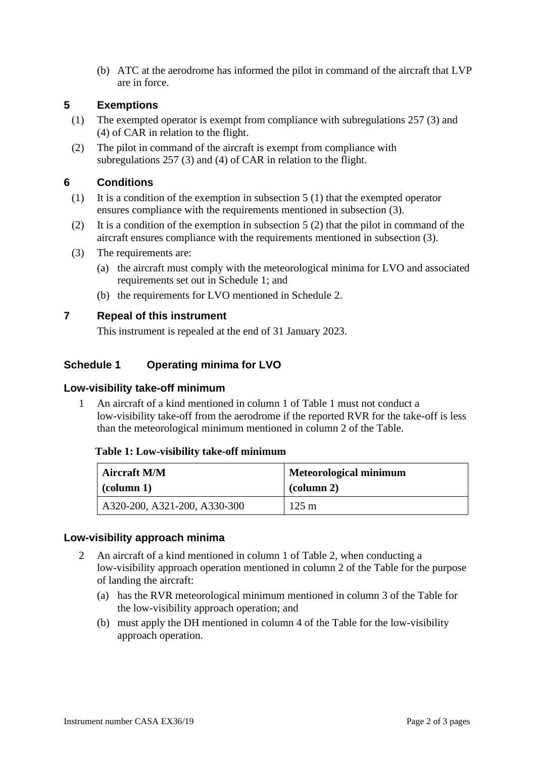(b) ATC at the aerodrome has informed the pilot in command of the aircraft that LVP are in force.

## 5 Exemptions

(1) The exempted operator is exempt from compliance with subregulations 257 (3) and (4) of CAR in relation to the flight.

(2) The pilot in command of the aircraft is exempt from compliance with subregulations 257 (3) and (4) of CAR in relation to the flight.

## 6 Conditions

(1) It is a condition of the exemption in subsection 5 (1) that the exempted operator ensures compliance with the requirements mentioned in subsection (3).

(2) It is a condition of the exemption in subsection 5 (2) that the pilot in command of the aircraft ensures compliance with the requirements mentioned in subsection (3).

(3) The requirements are:

(a) the aircraft must comply with the meteorological minima for LVO and associated requirements set out in Schedule 1; and

(b) the requirements for LVO mentioned in Schedule 2.

## 7 Repeal of this instrument

This instrument is repealed at the end of 31 January 2023.

## Schedule 1 Operating minima for LVO

### Low-visibility take-off minimum

1 An aircraft of a kind mentioned in column 1 of Table 1 must not conduct a low-visibility take-off from the aerodrome if the reported RVR for the take-off is less than the meteorological minimum mentioned in column 2 of the Table.

**Table 1: Low-visibility take-off minimum**

| Aircraft M/M (column 1) | Meteorological minimum (column 2) |
|---|---|
| A320-200, A321-200, A330-300 | 125 m |

### Low-visibility approach minima

2 An aircraft of a kind mentioned in column 1 of Table 2, when conducting a low-visibility approach operation mentioned in column 2 of the Table for the purpose of landing the aircraft:

(a) has the RVR meteorological minimum mentioned in column 3 of the Table for the low-visibility approach operation; and

(b) must apply the DH mentioned in column 4 of the Table for the low-visibility approach operation.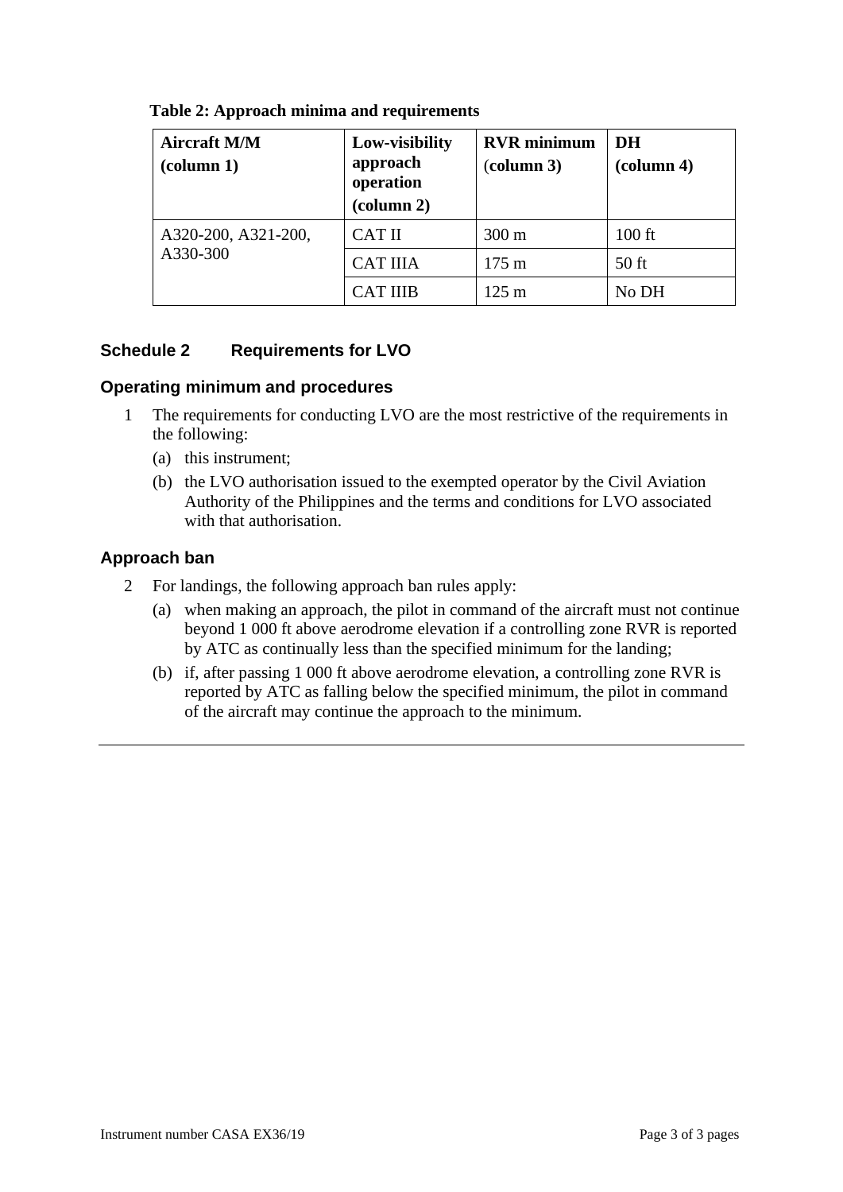**Table 2: Approach minima and requirements**

| Aircraft M/M (column 1) | Low-visibility approach operation (column 2) | RVR minimum (column 3) | DH (column 4) |
|---|---|---|---|
| A320-200, A321-200, A330-300 | CAT II | 300 m | 100 ft |
| | CAT IIIA | 175 m | 50 ft |
| | CAT IIIB | 125 m | No DH |

## Schedule 2 Requirements for LVO

### Operating minimum and procedures

1 The requirements for conducting LVO are the most restrictive of the requirements in the following:

(a) this instrument;

(b) the LVO authorisation issued to the exempted operator by the Civil Aviation Authority of the Philippines and the terms and conditions for LVO associated with that authorisation.

### Approach ban

2 For landings, the following approach ban rules apply:

(a) when making an approach, the pilot in command of the aircraft must not continue beyond 1 000 ft above aerodrome elevation if a controlling zone RVR is reported by ATC as continually less than the specified minimum for the landing;

(b) if, after passing 1 000 ft above aerodrome elevation, a controlling zone RVR is reported by ATC as falling below the specified minimum, the pilot in command of the aircraft may continue the approach to the minimum.

---

Instrument number CASA EX36/19